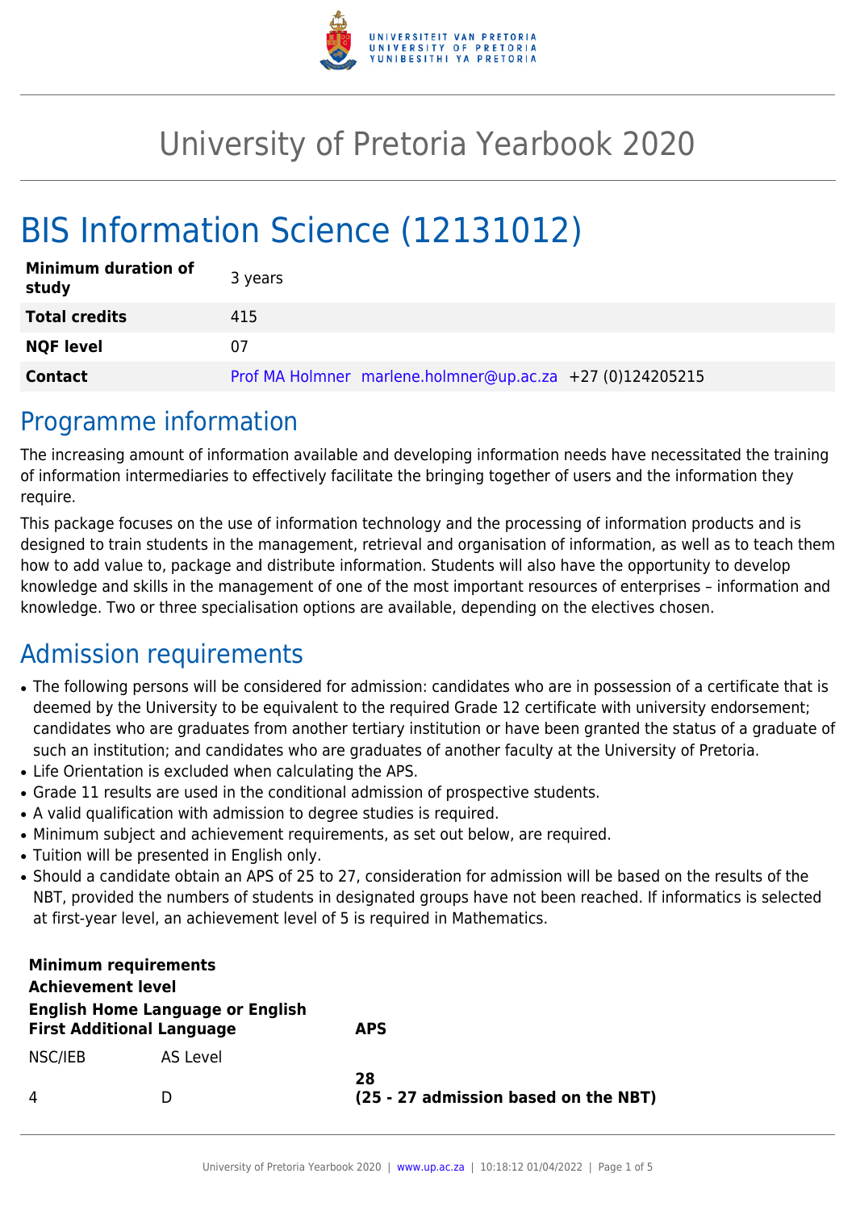# University of Pretoria Yearbook 2020

# BIS Information Science (12131012)

| | |
|---|---|
| **Minimum duration of study** | 3 years |
| **Total credits** | 415 |
| **NQF level** | 07 |
| **Contact** | Prof MA Holmner marlene.holmner@up.ac.za +27 (0)124205215 |

## Programme information

The increasing amount of information available and developing information needs have necessitated the training of information intermediaries to effectively facilitate the bringing together of users and the information they require.

This package focuses on the use of information technology and the processing of information products and is designed to train students in the management, retrieval and organisation of information, as well as to teach them how to add value to, package and distribute information. Students will also have the opportunity to develop knowledge and skills in the management of one of the most important resources of enterprises – information and knowledge. Two or three specialisation options are available, depending on the electives chosen.

## Admission requirements

- The following persons will be considered for admission: candidates who are in possession of a certificate that is deemed by the University to be equivalent to the required Grade 12 certificate with university endorsement; candidates who are graduates from another tertiary institution or have been granted the status of a graduate of such an institution; and candidates who are graduates of another faculty at the University of Pretoria.
- Life Orientation is excluded when calculating the APS.
- Grade 11 results are used in the conditional admission of prospective students.
- A valid qualification with admission to degree studies is required.
- Minimum subject and achievement requirements, as set out below, are required.
- Tuition will be presented in English only.
- Should a candidate obtain an APS of 25 to 27, consideration for admission will be based on the results of the NBT, provided the numbers of students in designated groups have not been reached. If informatics is selected at first-year level, an achievement level of 5 is required in Mathematics.

| **Minimum requirements** | | |
|---|---|---|
| **Achievement level** | | |
| **English Home Language or English First Additional Language** | | **APS** |
| NSC/IEB | AS Level | |
| 4 | D | **28**<br>**(25 - 27 admission based on the NBT)** |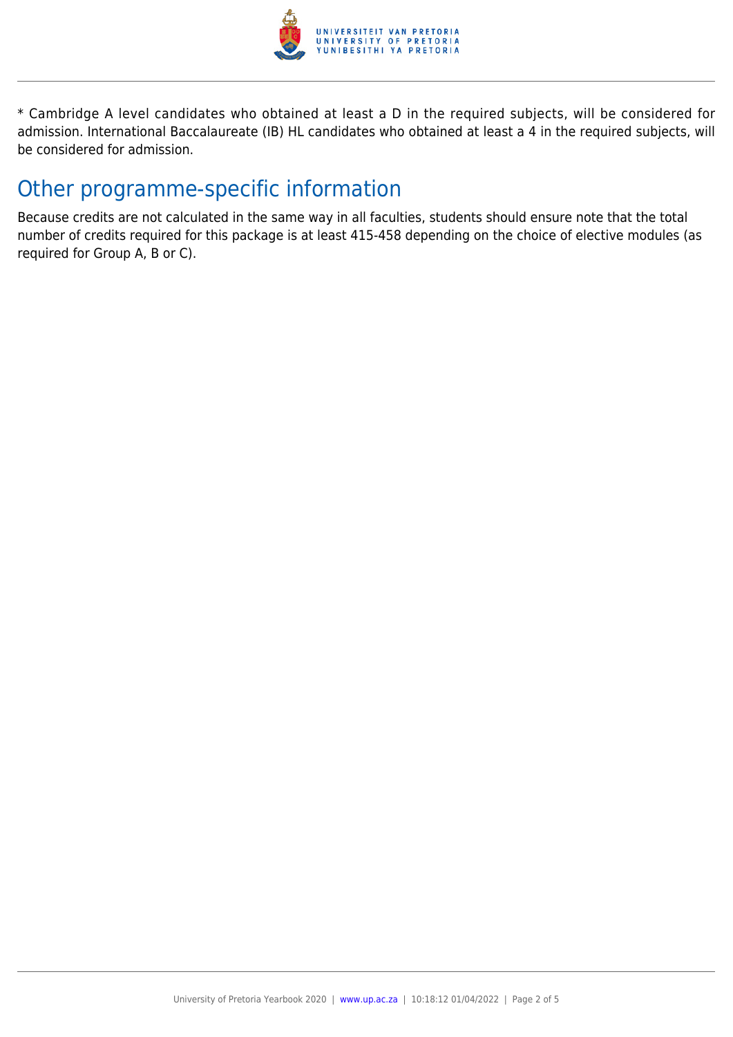* Cambridge A level candidates who obtained at least a D in the required subjects, will be considered for admission. International Baccalaureate (IB) HL candidates who obtained at least a 4 in the required subjects, will be considered for admission.

## Other programme-specific information

Because credits are not calculated in the same way in all faculties, students should ensure note that the total number of credits required for this package is at least 415-458 depending on the choice of elective modules (as required for Group A, B or C).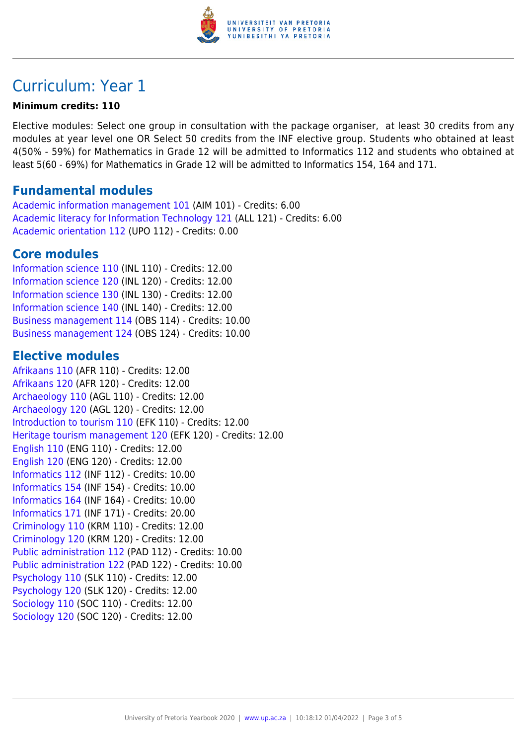# Curriculum: Year 1

**Minimum credits: 110**

Elective modules: Select one group in consultation with the package organiser, at least 30 credits from any modules at year level one OR Select 50 credits from the INF elective group. Students who obtained at least 4(50% - 59%) for Mathematics in Grade 12 will be admitted to Informatics 112 and students who obtained at least 5(60 - 69%) for Mathematics in Grade 12 will be admitted to Informatics 154, 164 and 171.

## Fundamental modules

Academic information management 101 (AIM 101) - Credits: 6.00
Academic literacy for Information Technology 121 (ALL 121) - Credits: 6.00
Academic orientation 112 (UPO 112) - Credits: 0.00

## Core modules

Information science 110 (INL 110) - Credits: 12.00
Information science 120 (INL 120) - Credits: 12.00
Information science 130 (INL 130) - Credits: 12.00
Information science 140 (INL 140) - Credits: 12.00
Business management 114 (OBS 114) - Credits: 10.00
Business management 124 (OBS 124) - Credits: 10.00

## Elective modules

Afrikaans 110 (AFR 110) - Credits: 12.00
Afrikaans 120 (AFR 120) - Credits: 12.00
Archaeology 110 (AGL 110) - Credits: 12.00
Archaeology 120 (AGL 120) - Credits: 12.00
Introduction to tourism 110 (EFK 110) - Credits: 12.00
Heritage tourism management 120 (EFK 120) - Credits: 12.00
English 110 (ENG 110) - Credits: 12.00
English 120 (ENG 120) - Credits: 12.00
Informatics 112 (INF 112) - Credits: 10.00
Informatics 154 (INF 154) - Credits: 10.00
Informatics 164 (INF 164) - Credits: 10.00
Informatics 171 (INF 171) - Credits: 20.00
Criminology 110 (KRM 110) - Credits: 12.00
Criminology 120 (KRM 120) - Credits: 12.00
Public administration 112 (PAD 112) - Credits: 10.00
Public administration 122 (PAD 122) - Credits: 10.00
Psychology 110 (SLK 110) - Credits: 12.00
Psychology 120 (SLK 120) - Credits: 12.00
Sociology 110 (SOC 110) - Credits: 12.00
Sociology 120 (SOC 120) - Credits: 12.00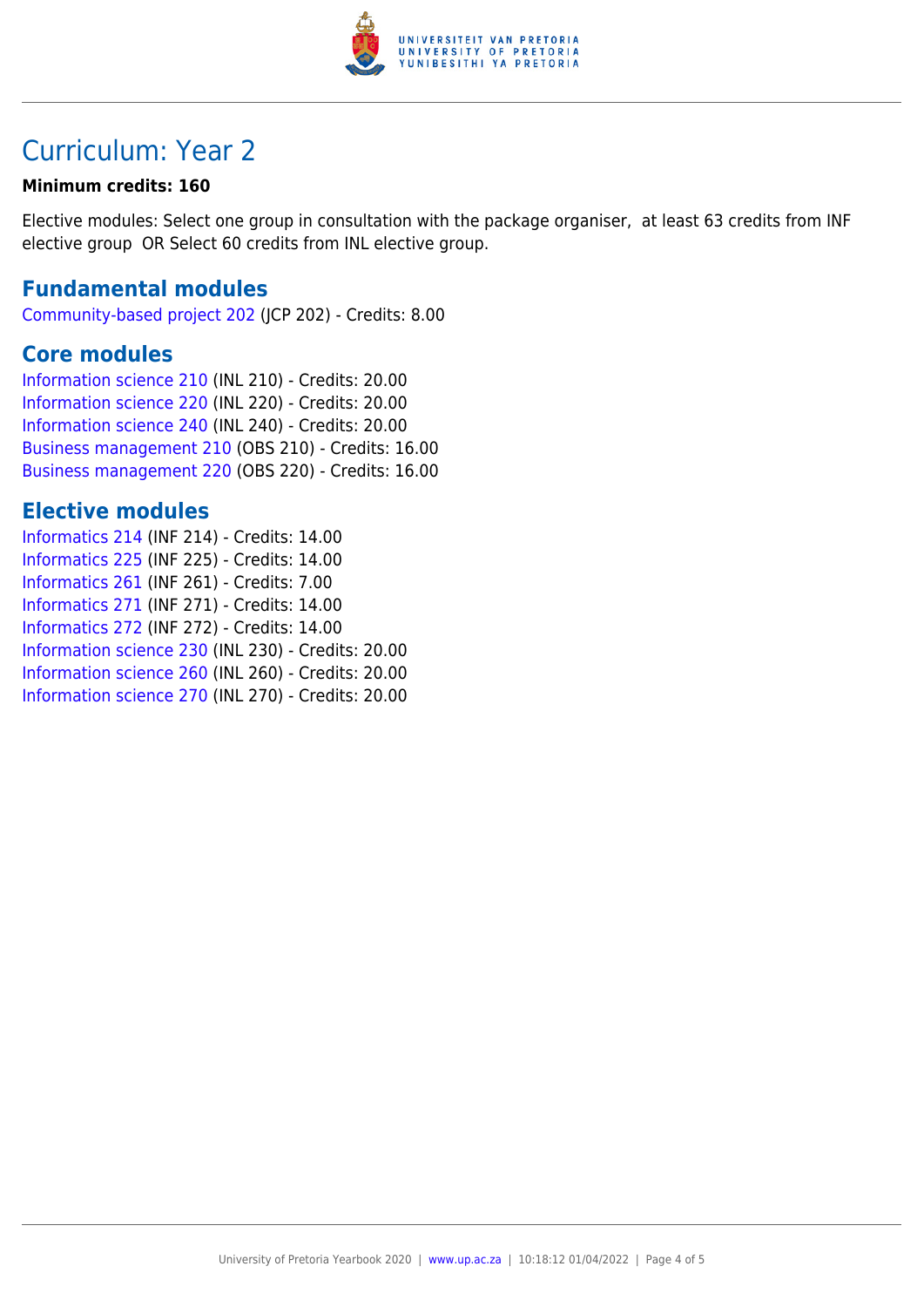# Curriculum: Year 2

**Minimum credits: 160**

Elective modules: Select one group in consultation with the package organiser, at least 63 credits from INF elective group OR Select 60 credits from INL elective group.

## Fundamental modules

Community-based project 202 (JCP 202) - Credits: 8.00

## Core modules

Information science 210 (INL 210) - Credits: 20.00
Information science 220 (INL 220) - Credits: 20.00
Information science 240 (INL 240) - Credits: 20.00
Business management 210 (OBS 210) - Credits: 16.00
Business management 220 (OBS 220) - Credits: 16.00

## Elective modules

Informatics 214 (INF 214) - Credits: 14.00
Informatics 225 (INF 225) - Credits: 14.00
Informatics 261 (INF 261) - Credits: 7.00
Informatics 271 (INF 271) - Credits: 14.00
Informatics 272 (INF 272) - Credits: 14.00
Information science 230 (INL 230) - Credits: 20.00
Information science 260 (INL 260) - Credits: 20.00
Information science 270 (INL 270) - Credits: 20.00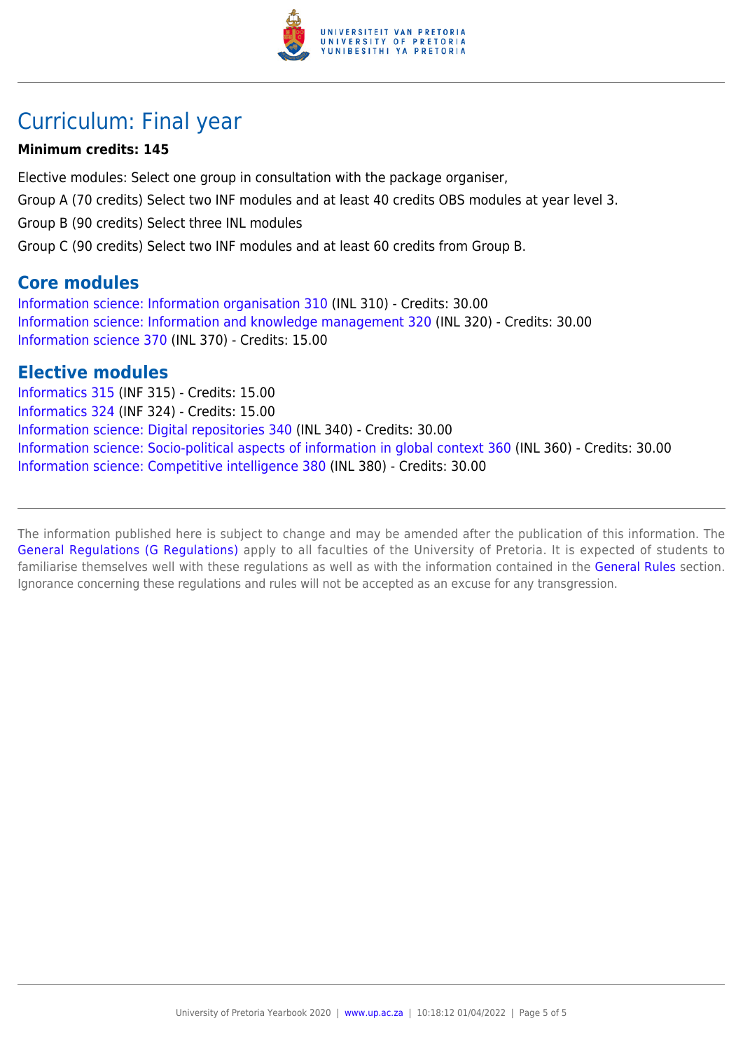## Curriculum: Final year

**Minimum credits: 145**

Elective modules: Select one group in consultation with the package organiser,

Group A (70 credits) Select two INF modules and at least 40 credits OBS modules at year level 3.

Group B (90 credits) Select three INL modules

Group C (90 credits) Select two INF modules and at least 60 credits from Group B.

### Core modules

Information science: Information organisation 310 (INL 310) - Credits: 30.00
Information science: Information and knowledge management 320 (INL 320) - Credits: 30.00
Information science 370 (INL 370) - Credits: 15.00

### Elective modules

Informatics 315 (INF 315) - Credits: 15.00
Informatics 324 (INF 324) - Credits: 15.00
Information science: Digital repositories 340 (INL 340) - Credits: 30.00
Information science: Socio-political aspects of information in global context 360 (INL 360) - Credits: 30.00
Information science: Competitive intelligence 380 (INL 380) - Credits: 30.00

The information published here is subject to change and may be amended after the publication of this information. The General Regulations (G Regulations) apply to all faculties of the University of Pretoria. It is expected of students to familiarise themselves well with these regulations as well as with the information contained in the General Rules section. Ignorance concerning these regulations and rules will not be accepted as an excuse for any transgression.